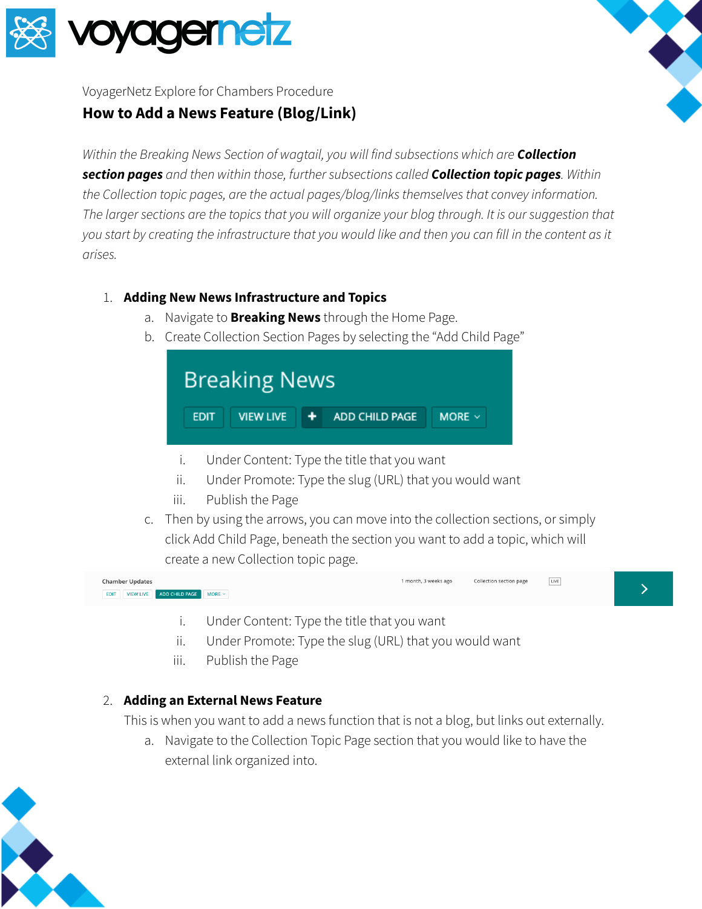VoyagerNetz Explore for Chambers Procedure

# How to Add a News Feature (Blog/Link)

*Within the Breaking News Section of wagtail, you will find subsections which are **Collection section pages** and then within those, further subsections called **Collection topic pages**. Within the Collection topic pages, are the actual pages/blog/links themselves that convey information. The larger sections are the topics that you will organize your blog through. It is our suggestion that you start by creating the infrastructure that you would like and then you can fill in the content as it arises.*

1. **Adding New News Infrastructure and Topics**
   a. Navigate to **Breaking News** through the Home Page.
   b. Create Collection Section Pages by selecting the "Add Child Page"
      i. Under Content: Type the title that you want
      ii. Under Promote: Type the slug (URL) that you would want
      iii. Publish the Page
   c. Then by using the arrows, you can move into the collection sections, or simply click Add Child Page, beneath the section you want to add a topic, which will create a new Collection topic page.
      i. Under Content: Type the title that you want
      ii. Under Promote: Type the slug (URL) that you would want
      iii. Publish the Page

2. **Adding an External News Feature**
   This is when you want to add a news function that is not a blog, but links out externally.
   a. Navigate to the Collection Topic Page section that you would like to have the external link organized into.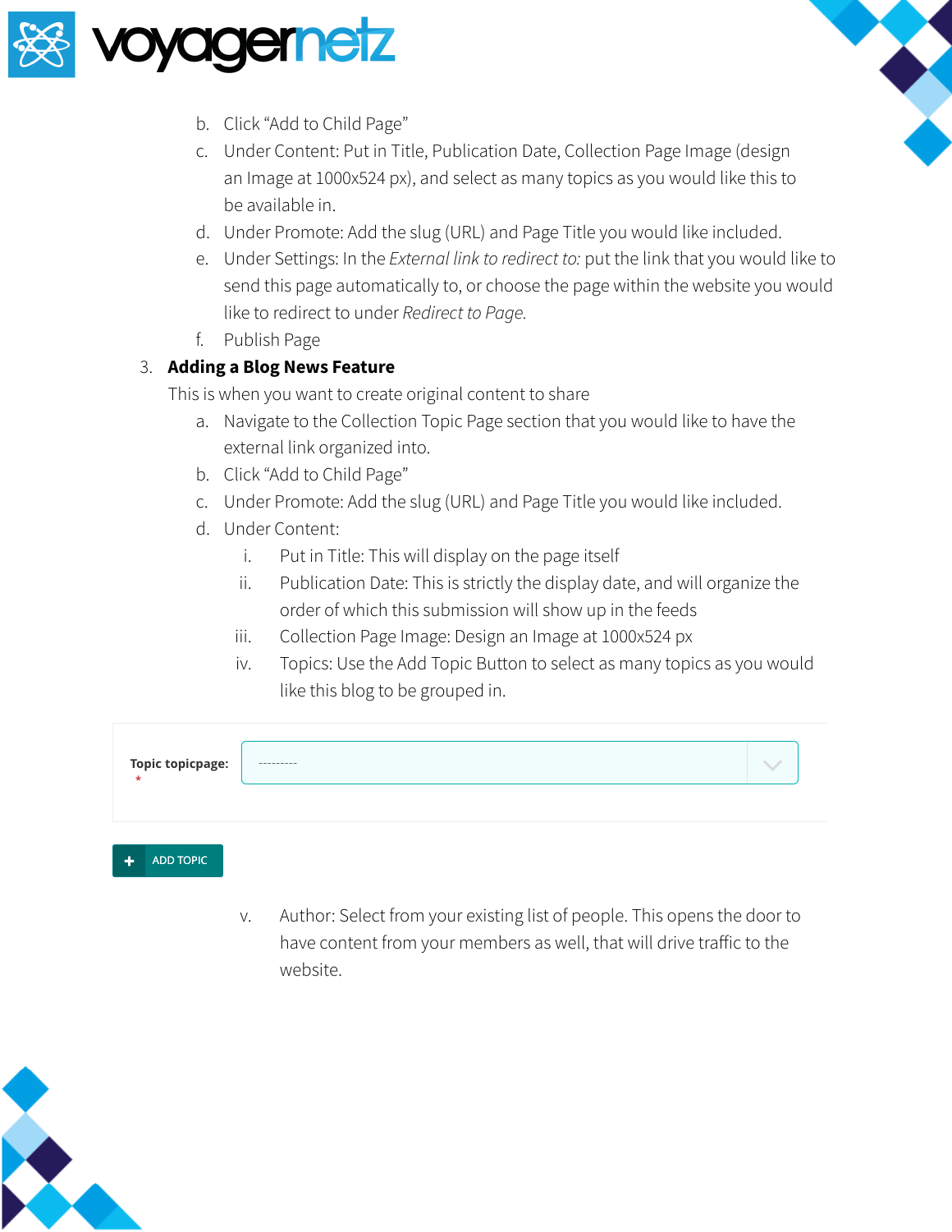b. Click "Add to Child Page"
c. Under Content: Put in Title, Publication Date, Collection Page Image (design an Image at 1000x524 px), and select as many topics as you would like this to be available in.
d. Under Promote: Add the slug (URL) and Page Title you would like included.
e. Under Settings: In the *External link to redirect to:* put the link that you would like to send this page automatically to, or choose the page within the website you would like to redirect to under *Redirect to Page.*
f. Publish Page

3. **Adding a Blog News Feature**

   This is when you want to create original content to share

   a. Navigate to the Collection Topic Page section that you would like to have the external link organized into.
   b. Click "Add to Child Page"
   c. Under Promote: Add the slug (URL) and Page Title you would like included.
   d. Under Content:
      i. Put in Title: This will display on the page itself
      ii. Publication Date: This is strictly the display date, and will organize the order of which this submission will show up in the feeds
      iii. Collection Page Image: Design an Image at 1000x524 px
      iv. Topics: Use the Add Topic Button to select as many topics as you would like this blog to be grouped in.

Topic topicpage: *
---------

ADD TOPIC

      v. Author: Select from your existing list of people. This opens the door to have content from your members as well, that will drive traffic to the website.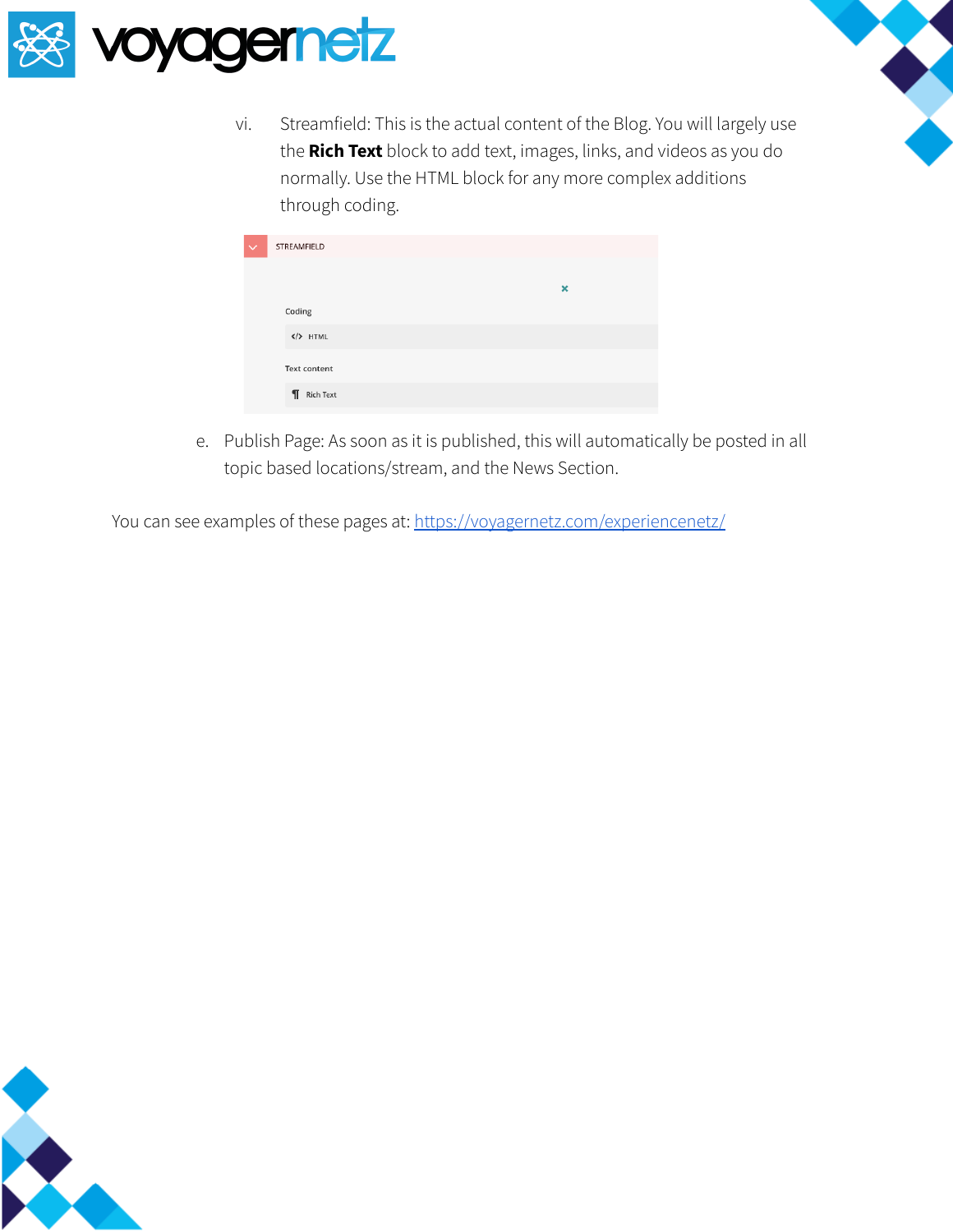vi. Streamfield: This is the actual content of the Blog. You will largely use the **Rich Text** block to add text, images, links, and videos as you do normally. Use the HTML block for any more complex additions through coding.

STREAMFIELD

Coding

HTML

Text content

Rich Text

e. Publish Page: As soon as it is published, this will automatically be posted in all topic based locations/stream, and the News Section.

You can see examples of these pages at: https://voyagernetz.com/experiencenetz/